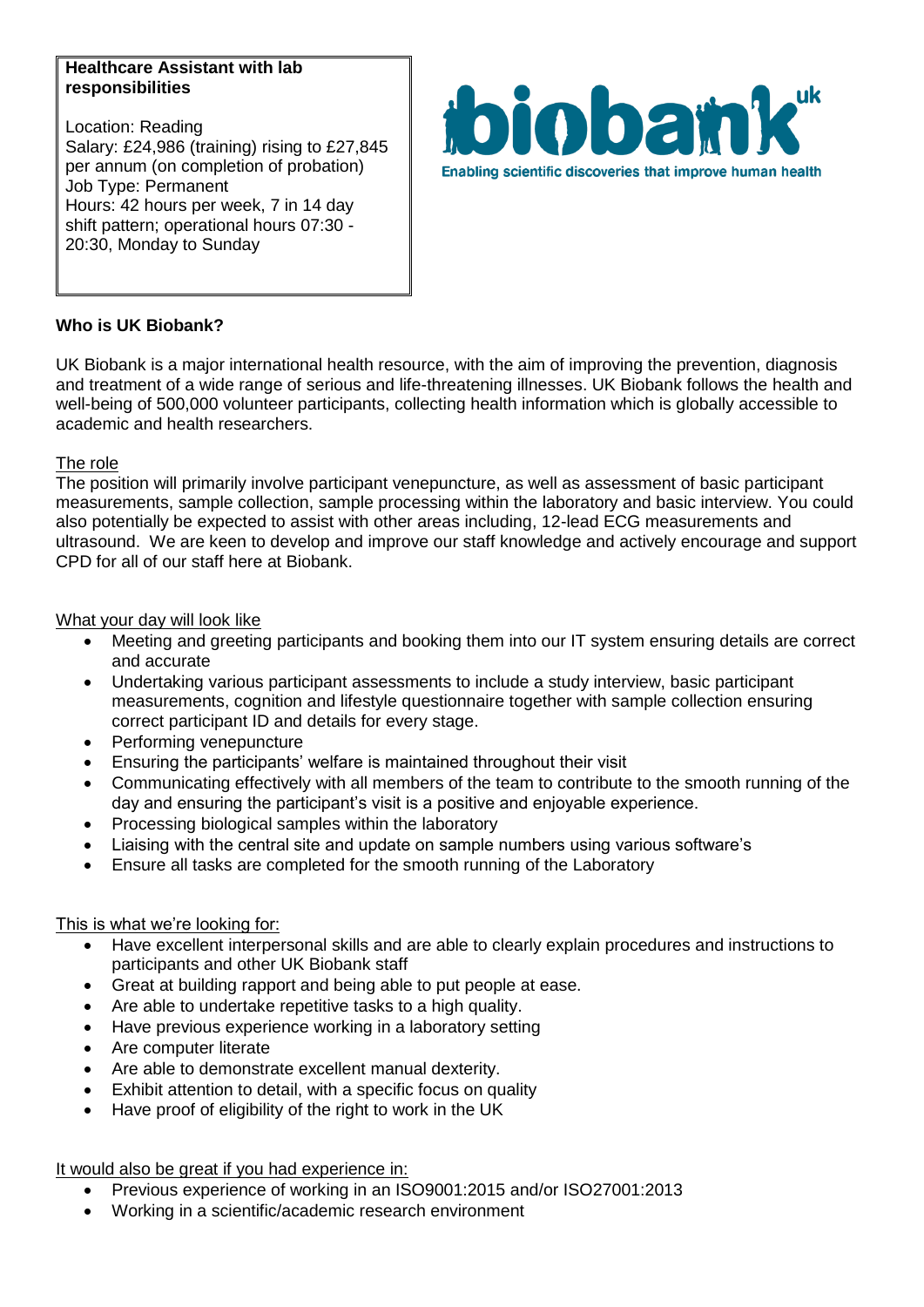**Healthcare Assistant with lab responsibilities**

Location: Reading
Salary: £24,986 (training) rising to £27,845 per annum (on completion of probation)
Job Type: Permanent
Hours: 42 hours per week, 7 in 14 day shift pattern; operational hours 07:30 - 20:30, Monday to Sunday

biobank uk
Enabling scientific discoveries that improve human health

**Who is UK Biobank?**

UK Biobank is a major international health resource, with the aim of improving the prevention, diagnosis and treatment of a wide range of serious and life-threatening illnesses. UK Biobank follows the health and well-being of 500,000 volunteer participants, collecting health information which is globally accessible to academic and health researchers.

The role

The position will primarily involve participant venepuncture, as well as assessment of basic participant measurements, sample collection, sample processing within the laboratory and basic interview. You could also potentially be expected to assist with other areas including, 12-lead ECG measurements and ultrasound. We are keen to develop and improve our staff knowledge and actively encourage and support CPD for all of our staff here at Biobank.

What your day will look like

- Meeting and greeting participants and booking them into our IT system ensuring details are correct and accurate
- Undertaking various participant assessments to include a study interview, basic participant measurements, cognition and lifestyle questionnaire together with sample collection ensuring correct participant ID and details for every stage.
- Performing venepuncture
- Ensuring the participants' welfare is maintained throughout their visit
- Communicating effectively with all members of the team to contribute to the smooth running of the day and ensuring the participant's visit is a positive and enjoyable experience.
- Processing biological samples within the laboratory
- Liaising with the central site and update on sample numbers using various software's
- Ensure all tasks are completed for the smooth running of the Laboratory

This is what we're looking for:

- Have excellent interpersonal skills and are able to clearly explain procedures and instructions to participants and other UK Biobank staff
- Great at building rapport and being able to put people at ease.
- Are able to undertake repetitive tasks to a high quality.
- Have previous experience working in a laboratory setting
- Are computer literate
- Are able to demonstrate excellent manual dexterity.
- Exhibit attention to detail, with a specific focus on quality
- Have proof of eligibility of the right to work in the UK

It would also be great if you had experience in:

- Previous experience of working in an ISO9001:2015 and/or ISO27001:2013
- Working in a scientific/academic research environment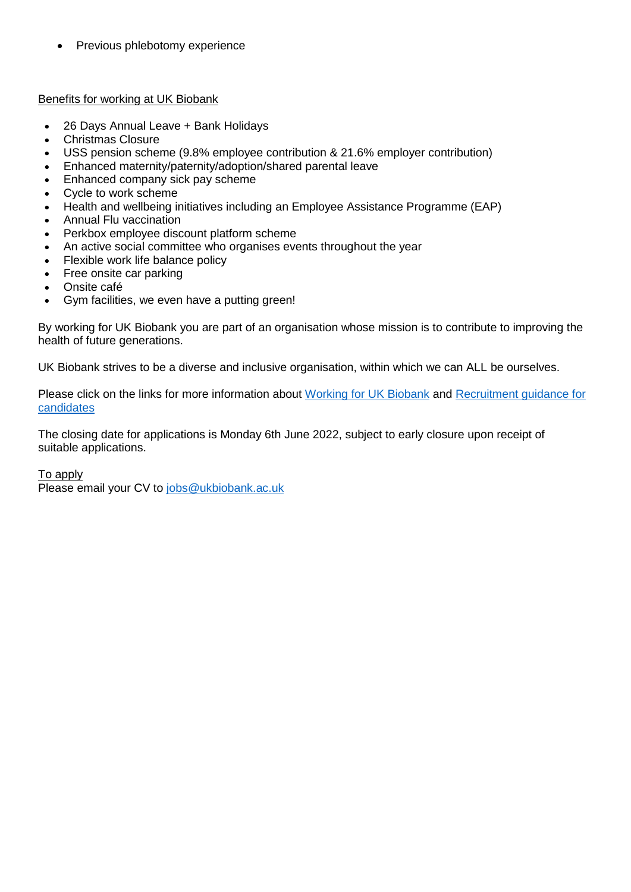- Previous phlebotomy experience

Benefits for working at UK Biobank

- 26 Days Annual Leave + Bank Holidays
- Christmas Closure
- USS pension scheme (9.8% employee contribution & 21.6% employer contribution)
- Enhanced maternity/paternity/adoption/shared parental leave
- Enhanced company sick pay scheme
- Cycle to work scheme
- Health and wellbeing initiatives including an Employee Assistance Programme (EAP)
- Annual Flu vaccination
- Perkbox employee discount platform scheme
- An active social committee who organises events throughout the year
- Flexible work life balance policy
- Free onsite car parking
- Onsite café
- Gym facilities, we even have a putting green!

By working for UK Biobank you are part of an organisation whose mission is to contribute to improving the health of future generations.

UK Biobank strives to be a diverse and inclusive organisation, within which we can ALL be ourselves.

Please click on the links for more information about Working for UK Biobank and Recruitment guidance for candidates

The closing date for applications is Monday 6th June 2022, subject to early closure upon receipt of suitable applications.

To apply
Please email your CV to jobs@ukbiobank.ac.uk